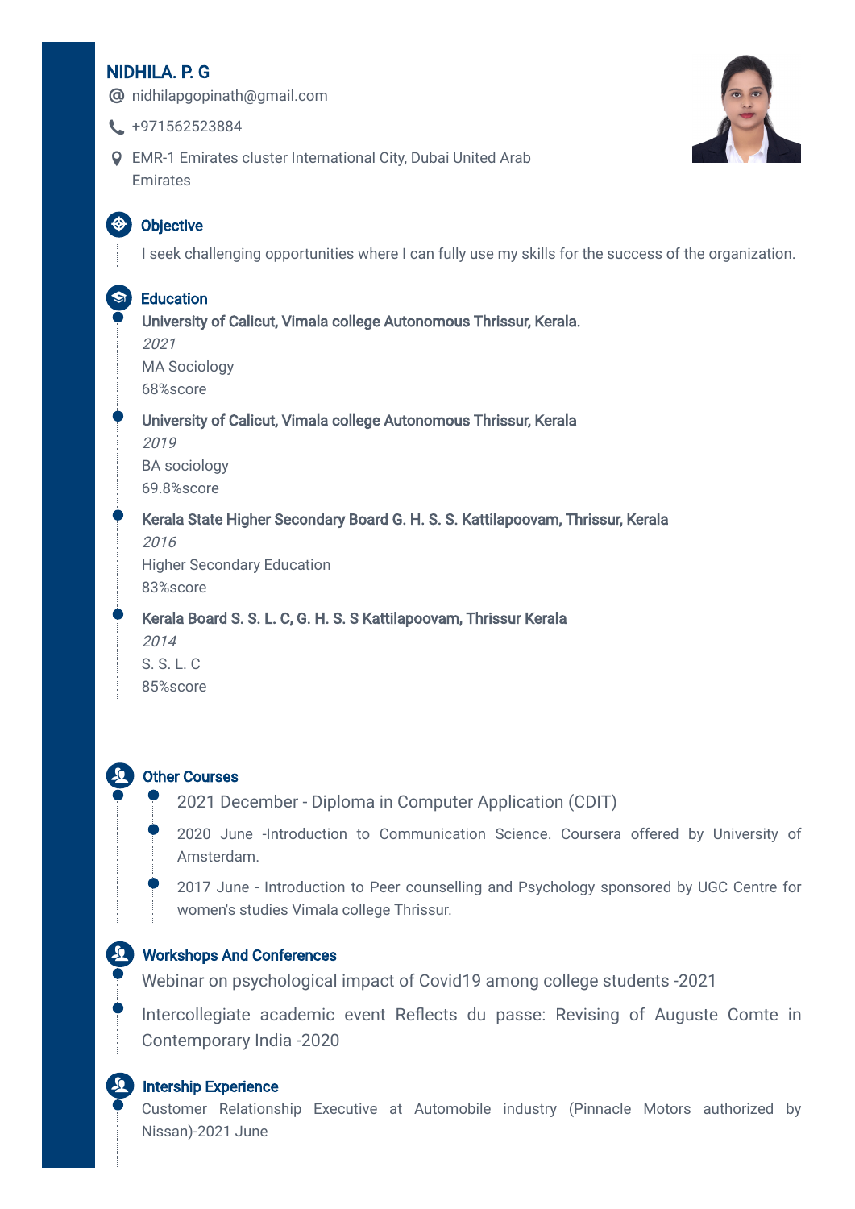# NIDHILA. P. G

@ nidhilapgopinath@gmail.com

+971562523884

EMR-1 Emirates cluster International City, Dubai United Arab Emirates

## Objective

I seek challenging opportunities where I can fully use my skills for the success of the organization.

## Education

**University of Calicut, Vimala college Autonomous Thrissur, Kerala.**
*2021*
MA Sociology
68%score

**University of Calicut, Vimala college Autonomous Thrissur, Kerala**
*2019*
BA sociology
69.8%score

**Kerala State Higher Secondary Board G. H. S. S. Kattilapoovam, Thrissur, Kerala**
*2016*
Higher Secondary Education
83%score

**Kerala Board S. S. L. C, G. H. S. S Kattilapoovam, Thrissur Kerala**
*2014*
S. S. L. C
85%score

## Other Courses

- 2021 December - Diploma in Computer Application (CDIT)
- 2020 June -Introduction to Communication Science. Coursera offered by University of Amsterdam.
- 2017 June - Introduction to Peer counselling and Psychology sponsored by UGC Centre for women's studies Vimala college Thrissur.

## Workshops And Conferences

- Webinar on psychological impact of Covid19 among college students -2021
- Intercollegiate academic event Reflects du passe: Revising of Auguste Comte in Contemporary India -2020

## Intership Experience

- Customer Relationship Executive at Automobile industry (Pinnacle Motors authorized by Nissan)-2021 June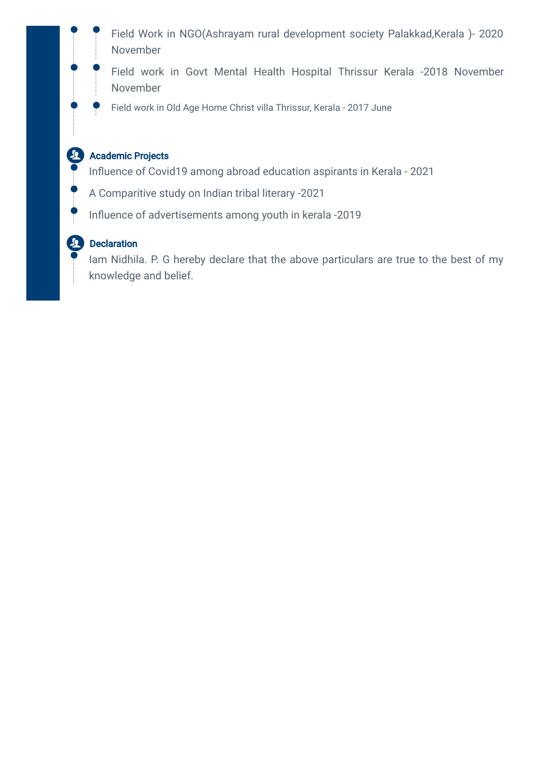- Field Work in NGO(Ashrayam rural development society Palakkad,Kerala )- 2020 November
- Field work in Govt Mental Health Hospital Thrissur Kerala -2018 November November
- Field work in Old Age Home Christ villa Thrissur, Kerala - 2017 June

## Academic Projects

- Influence of Covid19 among abroad education aspirants in Kerala - 2021
- A Comparitive study on Indian tribal literary -2021
- Influence of advertisements among youth in kerala -2019

## Declaration

Iam Nidhila. P. G hereby declare that the above particulars are true to the best of my knowledge and belief.